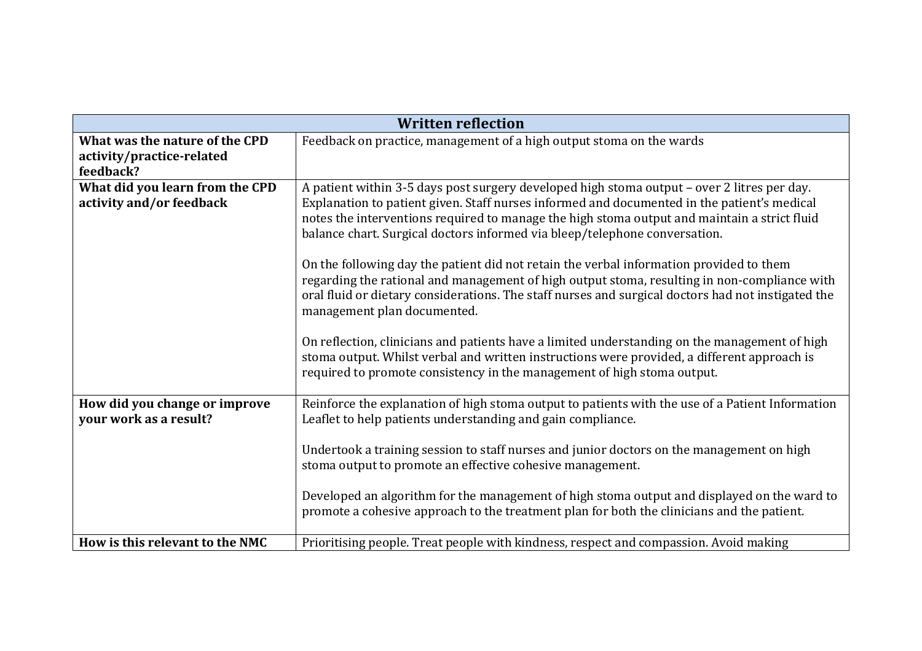| Written reflection | |
|---|---|
| **What was the nature of the CPD activity/practice-related feedback?** | Feedback on practice, management of a high output stoma on the wards |
| **What did you learn from the CPD activity and/or feedback** | A patient within 3-5 days post surgery developed high stoma output – over 2 litres per day. Explanation to patient given. Staff nurses informed and documented in the patient's medical notes the interventions required to manage the high stoma output and maintain a strict fluid balance chart. Surgical doctors informed via bleep/telephone conversation.<br><br>On the following day the patient did not retain the verbal information provided to them regarding the rational and management of high output stoma, resulting in non-compliance with oral fluid or dietary considerations. The staff nurses and surgical doctors had not instigated the management plan documented.<br><br>On reflection, clinicians and patients have a limited understanding on the management of high stoma output. Whilst verbal and written instructions were provided, a different approach is required to promote consistency in the management of high stoma output. |
| **How did you change or improve your work as a result?** | Reinforce the explanation of high stoma output to patients with the use of a Patient Information Leaflet to help patients understanding and gain compliance.<br><br>Undertook a training session to staff nurses and junior doctors on the management on high stoma output to promote an effective cohesive management.<br><br>Developed an algorithm for the management of high stoma output and displayed on the ward to promote a cohesive approach to the treatment plan for both the clinicians and the patient. |
| **How is this relevant to the NMC** | Prioritising people. Treat people with kindness, respect and compassion. Avoid making |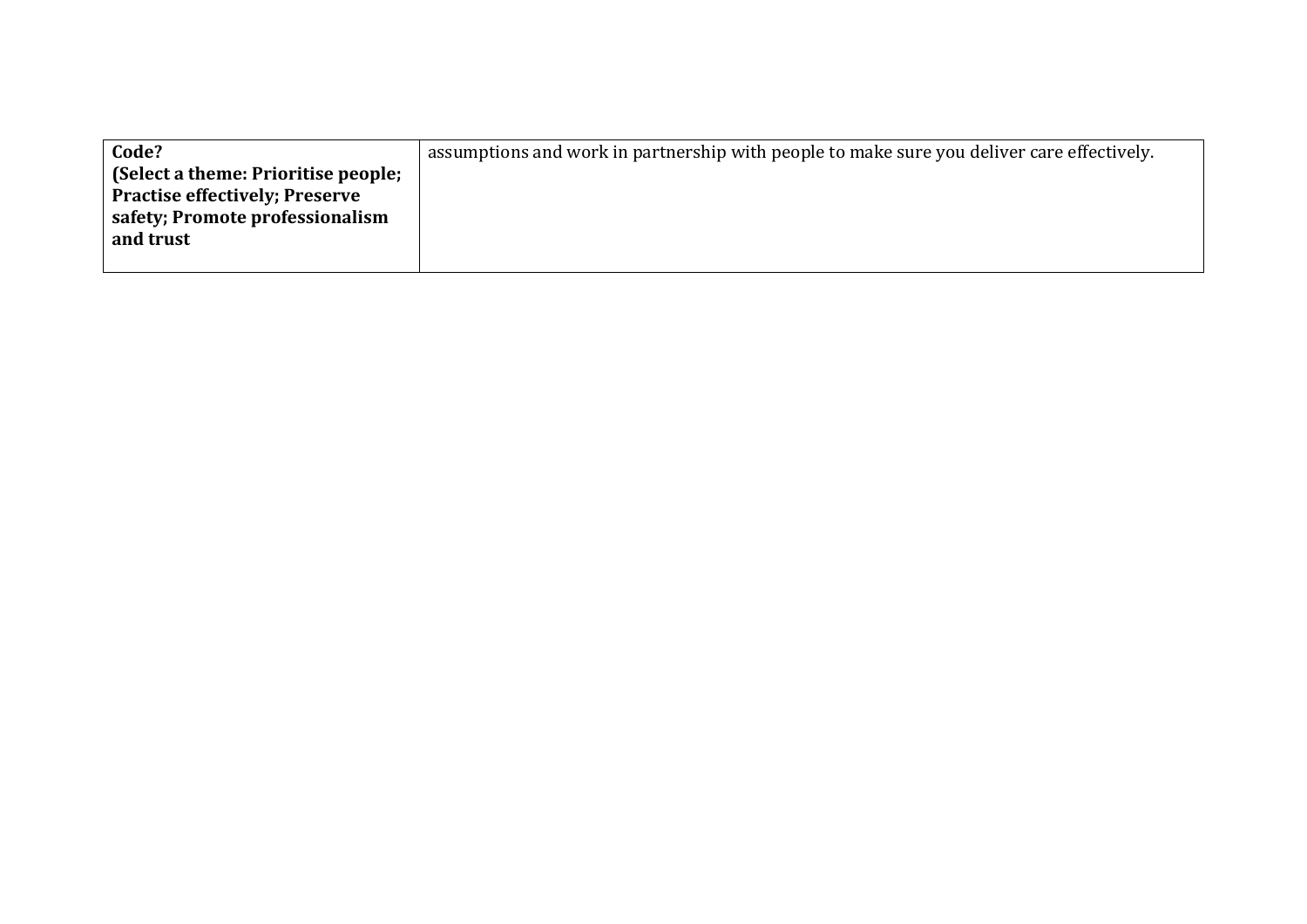| | |
|---|---|
| **Code?**<br>**(Select a theme: Prioritise people; Practise effectively; Preserve safety; Promote professionalism and trust** | assumptions and work in partnership with people to make sure you deliver care effectively. |